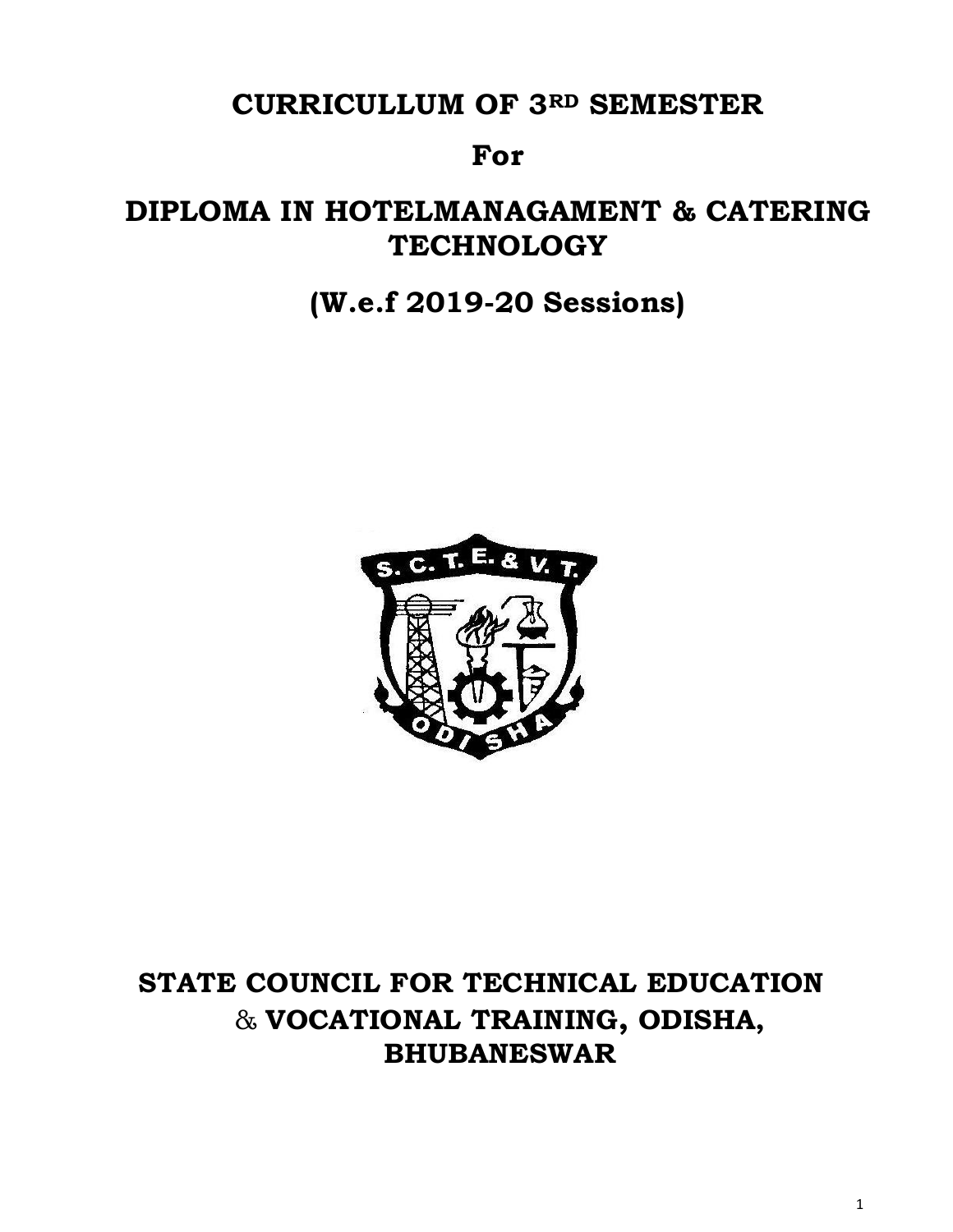# CURRICULLUM OF 3RD SEMESTER

## For

# DIPLOMA IN HOTELMANAGAGAMENT & CATERING TECHNOLOGY

## (W.e.f 2019-20 Sessions)

## STATE COUNCIL FOR TECHNICAL EDUCATION & VOCATIONAL TRAINING, ODISHA, BHUBANESWAR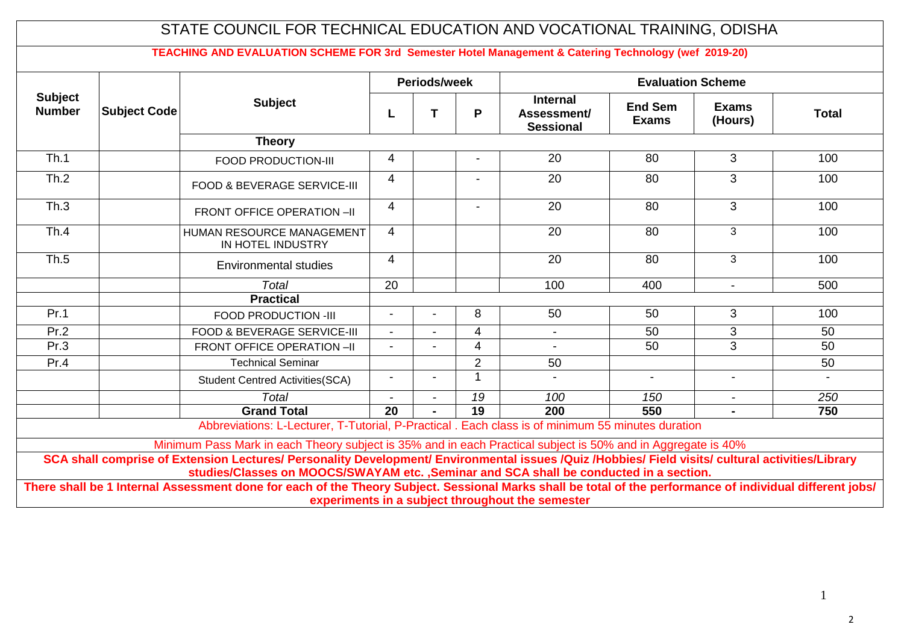# STATE COUNCIL FOR TECHNICAL EDUCATION AND VOCATIONAL TRAINING, ODISHA

**TEACHING AND EVALUATION SCHEME FOR 3rd Semester Hotel Management & Catering Technology (wef 2019-20)**

| Subject Number | Subject Code | Subject | Periods/week | | | Evaluation Scheme | | | |
|---|---|---|---|---|---|---|---|---|---|
| | | | L | T | P | Internal Assessment/ Sessional | End Sem Exams | Exams (Hours) | Total |
| | | **Theory** | | | | | | | |
| Th.1 | | FOOD PRODUCTION-III | 4 | | - | 20 | 80 | 3 | 100 |
| Th.2 | | FOOD & BEVERAGE SERVICE-III | 4 | | - | 20 | 80 | 3 | 100 |
| Th.3 | | FRONT OFFICE OPERATION –II | 4 | | - | 20 | 80 | 3 | 100 |
| Th.4 | | HUMAN RESOURCE MANAGEMENT IN HOTEL INDUSTRY | 4 | | | 20 | 80 | 3 | 100 |
| Th.5 | | Environmental studies | 4 | | | 20 | 80 | 3 | 100 |
| | | *Total* | 20 | | | 100 | 400 | - | 500 |
| | | **Practical** | | | | | | | |
| Pr.1 | | FOOD PRODUCTION -III | - | - | 8 | 50 | 50 | 3 | 100 |
| Pr.2 | | FOOD & BEVERAGE SERVICE-III | - | - | 4 | - | 50 | 3 | 50 |
| Pr.3 | | FRONT OFFICE OPERATION –II | - | - | 4 | - | 50 | 3 | 50 |
| Pr.4 | | Technical Seminar | | | 2 | 50 | | | 50 |
| | | Student Centred Activities(SCA) | - | - | 1 | - | - | - | - |
| | | *Total* | - | - | *19* | *100* | *150* | - | *250* |
| | | **Grand Total** | **20** | **-** | **19** | **200** | **550** | **-** | **750** |

Abbreviations: L-Lecturer, T-Tutorial, P-Practical . Each class is of minimum 55 minutes duration

Minimum Pass Mark in each Theory subject is 35% and in each Practical subject is 50% and in Aggregate is 40%

**SCA shall comprise of Extension Lectures/ Personality Development/ Environmental issues /Quiz /Hobbies/ Field visits/ cultural activities/Library studies/Classes on MOOCS/SWAYAM etc. ,Seminar and SCA shall be conducted in a section.**

**There shall be 1 Internal Assessment done for each of the Theory Subject. Sessional Marks shall be total of the performance of individual different jobs/ experiments in a subject throughout the semester**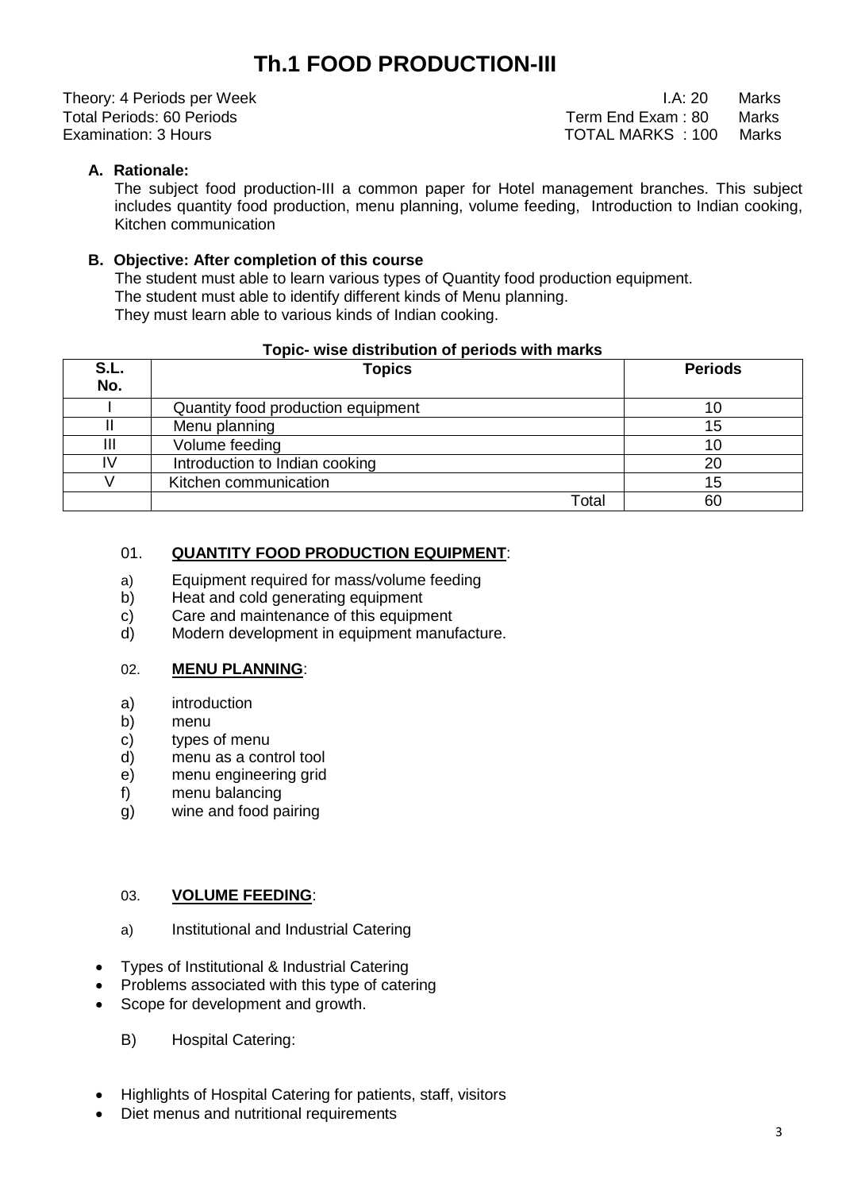# Th.1 FOOD PRODUCTION-III

Theory: 4 Periods per Week — I.A: 20 Marks
Total Periods: 60 Periods — Term End Exam : 80 Marks
Examination: 3 Hours — TOTAL MARKS : 100 Marks

**A. Rationale:**

The subject food production-III a common paper for Hotel management branches. This subject includes quantity food production, menu planning, volume feeding, Introduction to Indian cooking, Kitchen communication

**B. Objective: After completion of this course**

The student must able to learn various types of Quantity food production equipment.
The student must able to identify different kinds of Menu planning.
They must learn able to various kinds of Indian cooking.

**Topic- wise distribution of periods with marks**

| S.L. No. | Topics | Periods |
|---|---|---|
| I | Quantity food production equipment | 10 |
| II | Menu planning | 15 |
| III | Volume feeding | 10 |
| IV | Introduction to Indian cooking | 20 |
| V | Kitchen communication | 15 |
| | Total | 60 |

01. **QUANTITY FOOD PRODUCTION EQUIPMENT**:

a) Equipment required for mass/volume feeding
b) Heat and cold generating equipment
c) Care and maintenance of this equipment
d) Modern development in equipment manufacture.

02. **MENU PLANNING**:

a) introduction
b) menu
c) types of menu
d) menu as a control tool
e) menu engineering grid
f) menu balancing
g) wine and food pairing

03. **VOLUME FEEDING**:

a) Institutional and Industrial Catering

- Types of Institutional & Industrial Catering
- Problems associated with this type of catering
- Scope for development and growth.

B) Hospital Catering:

- Highlights of Hospital Catering for patients, staff, visitors
- Diet menus and nutritional requirements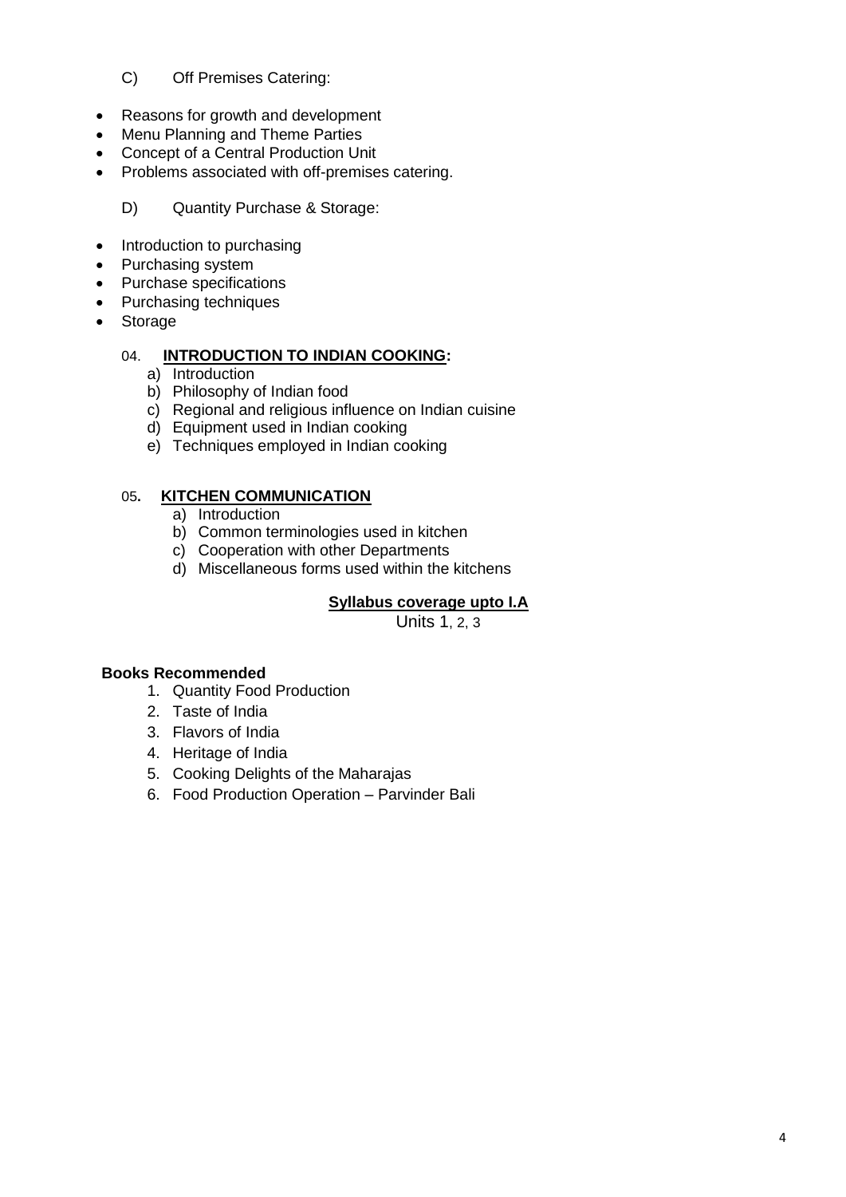C) Off Premises Catering:

- Reasons for growth and development
- Menu Planning and Theme Parties
- Concept of a Central Production Unit
- Problems associated with off-premises catering.

D) Quantity Purchase & Storage:

- Introduction to purchasing
- Purchasing system
- Purchase specifications
- Purchasing techniques
- Storage

04. **INTRODUCTION TO INDIAN COOKING:**

a) Introduction
b) Philosophy of Indian food
c) Regional and religious influence on Indian cuisine
d) Equipment used in Indian cooking
e) Techniques employed in Indian cooking

05. **KITCHEN COMMUNICATION**

a) Introduction
b) Common terminologies used in kitchen
c) Cooperation with other Departments
d) Miscellaneous forms used within the kitchens

**Syllabus coverage upto I.A**

Units 1, 2, 3

**Books Recommended**

1. Quantity Food Production
2. Taste of India
3. Flavors of India
4. Heritage of India
5. Cooking Delights of the Maharajas
6. Food Production Operation – Parvinder Bali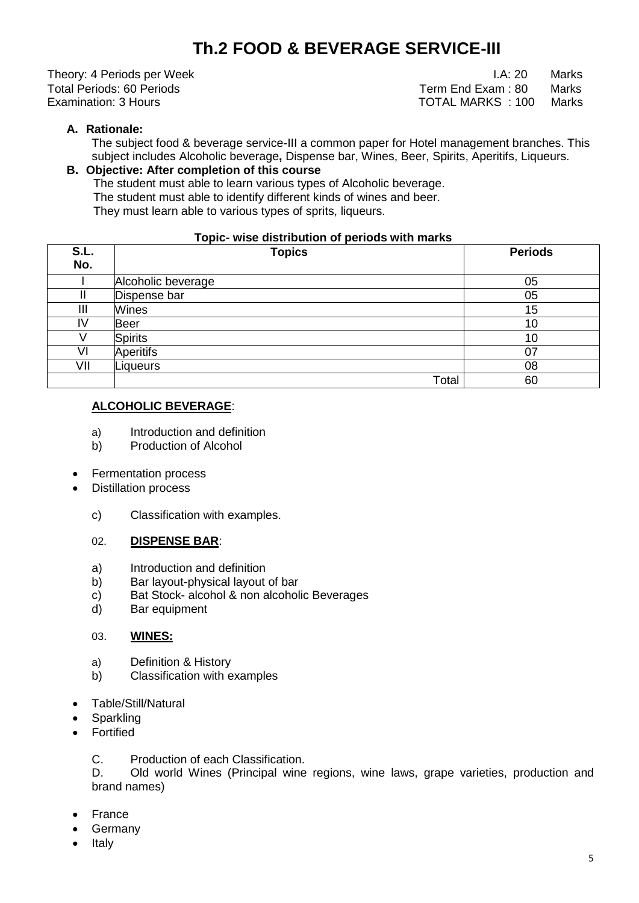# Th.2 FOOD & BEVERAGE SERVICE-III

Theory: 4 Periods per Week — I.A: 20 Marks
Total Periods: 60 Periods — Term End Exam : 80 Marks
Examination: 3 Hours — TOTAL MARKS : 100 Marks

**A. Rationale:**

The subject food & beverage service-III a common paper for Hotel management branches. This subject includes Alcoholic beverage**,** Dispense bar, Wines, Beer, Spirits, Aperitifs, Liqueurs.

**B. Objective: After completion of this course**

The student must able to learn various types of Alcoholic beverage.
The student must able to identify different kinds of wines and beer.
They must learn able to various types of sprits, liqueurs.

**Topic- wise distribution of periods with marks**

| S.L. No. | Topics | Periods |
|---|---|---|
| I | Alcoholic beverage | 05 |
| II | Dispense bar | 05 |
| III | Wines | 15 |
| IV | Beer | 10 |
| V | Spirits | 10 |
| VI | Aperitifs | 07 |
| VII | Liqueurs | 08 |
| | Total | 60 |

**ALCOHOLIC BEVERAGE**:

a) Introduction and definition
b) Production of Alcohol

- Fermentation process
- Distillation process

c) Classification with examples.

02. **DISPENSE BAR**:

a) Introduction and definition
b) Bar layout-physical layout of bar
c) Bat Stock- alcohol & non alcoholic Beverages
d) Bar equipment

03. **WINES:**

a) Definition & History
b) Classification with examples

- Table/Still/Natural
- Sparkling
- Fortified

C. Production of each Classification.

D. Old world Wines (Principal wine regions, wine laws, grape varieties, production and brand names)

- France
- Germany
- Italy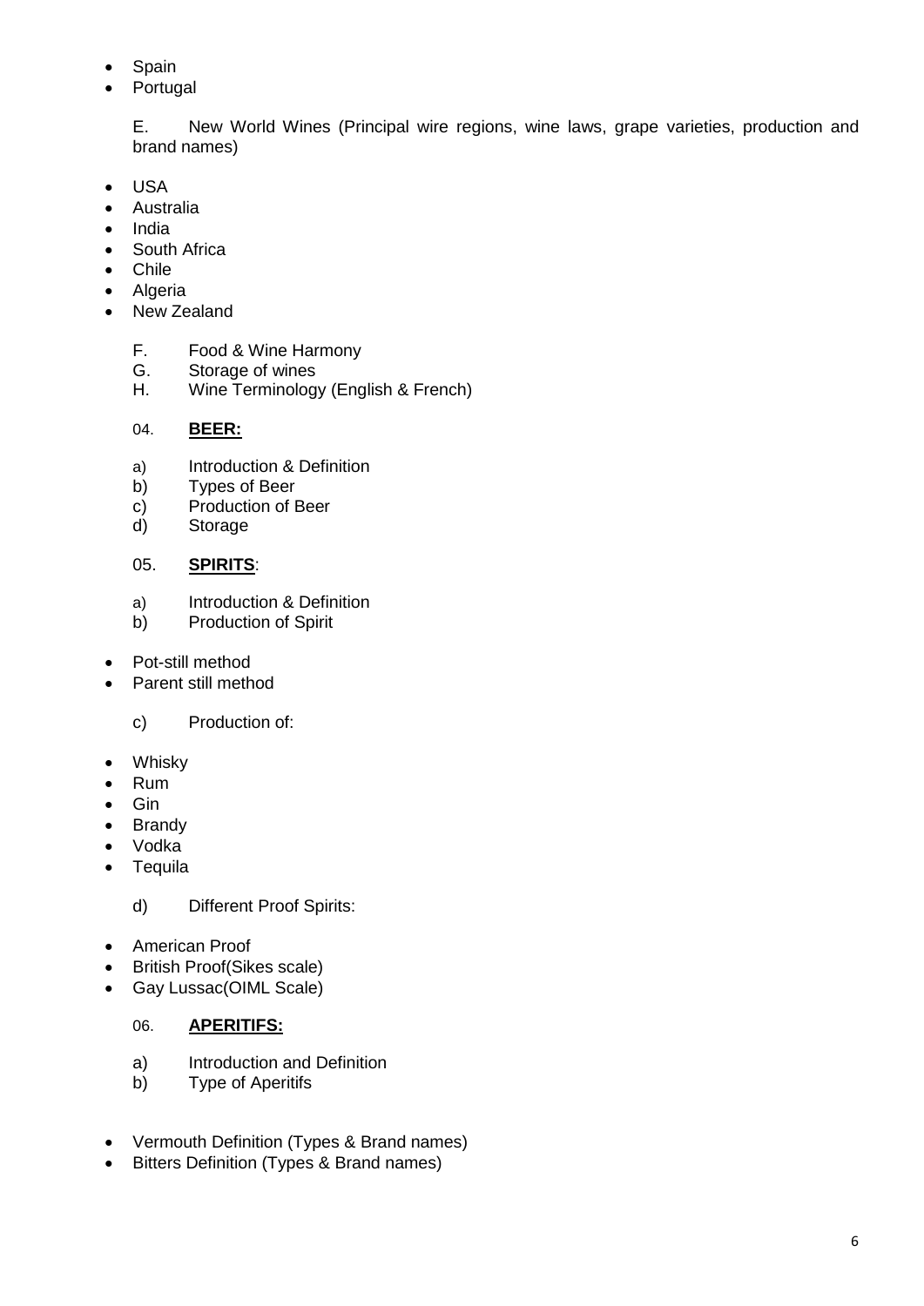- Spain
- Portugal

E. New World Wines (Principal wire regions, wine laws, grape varieties, production and brand names)

- USA
- Australia
- India
- South Africa
- Chile
- Algeria
- New Zealand

F. Food & Wine Harmony
G. Storage of wines
H. Wine Terminology (English & French)

04. **BEER:**

a) Introduction & Definition
b) Types of Beer
c) Production of Beer
d) Storage

05. **SPIRITS**:

a) Introduction & Definition
b) Production of Spirit

- Pot-still method
- Parent still method

c) Production of:

- Whisky
- Rum
- Gin
- Brandy
- Vodka
- Tequila

d) Different Proof Spirits:

- American Proof
- British Proof(Sikes scale)
- Gay Lussac(OIML Scale)

06. **APERITIFS:**

a) Introduction and Definition
b) Type of Aperitifs

- Vermouth Definition (Types & Brand names)
- Bitters Definition (Types & Brand names)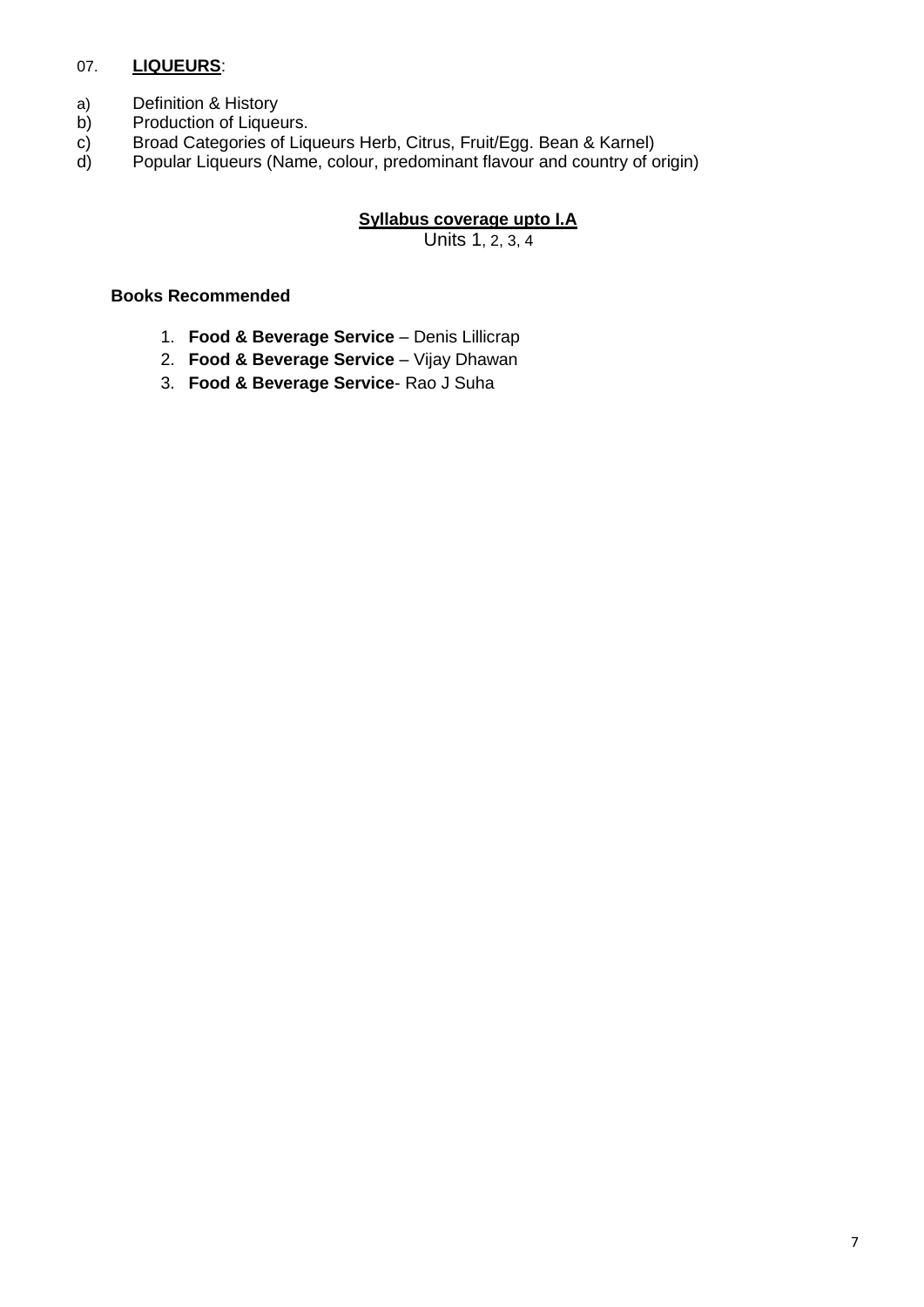07. **LIQUEURS**:

a) Definition & History
b) Production of Liqueurs.
c) Broad Categories of Liqueurs Herb, Citrus, Fruit/Egg. Bean & Karnel)
d) Popular Liqueurs (Name, colour, predominant flavour and country of origin)

**Syllabus coverage upto I.A**

Units 1, 2, 3, 4

**Books Recommended**

1. **Food & Beverage Service** – Denis Lillicrap
2. **Food & Beverage Service** – Vijay Dhawan
3. **Food & Beverage Service**- Rao J Suha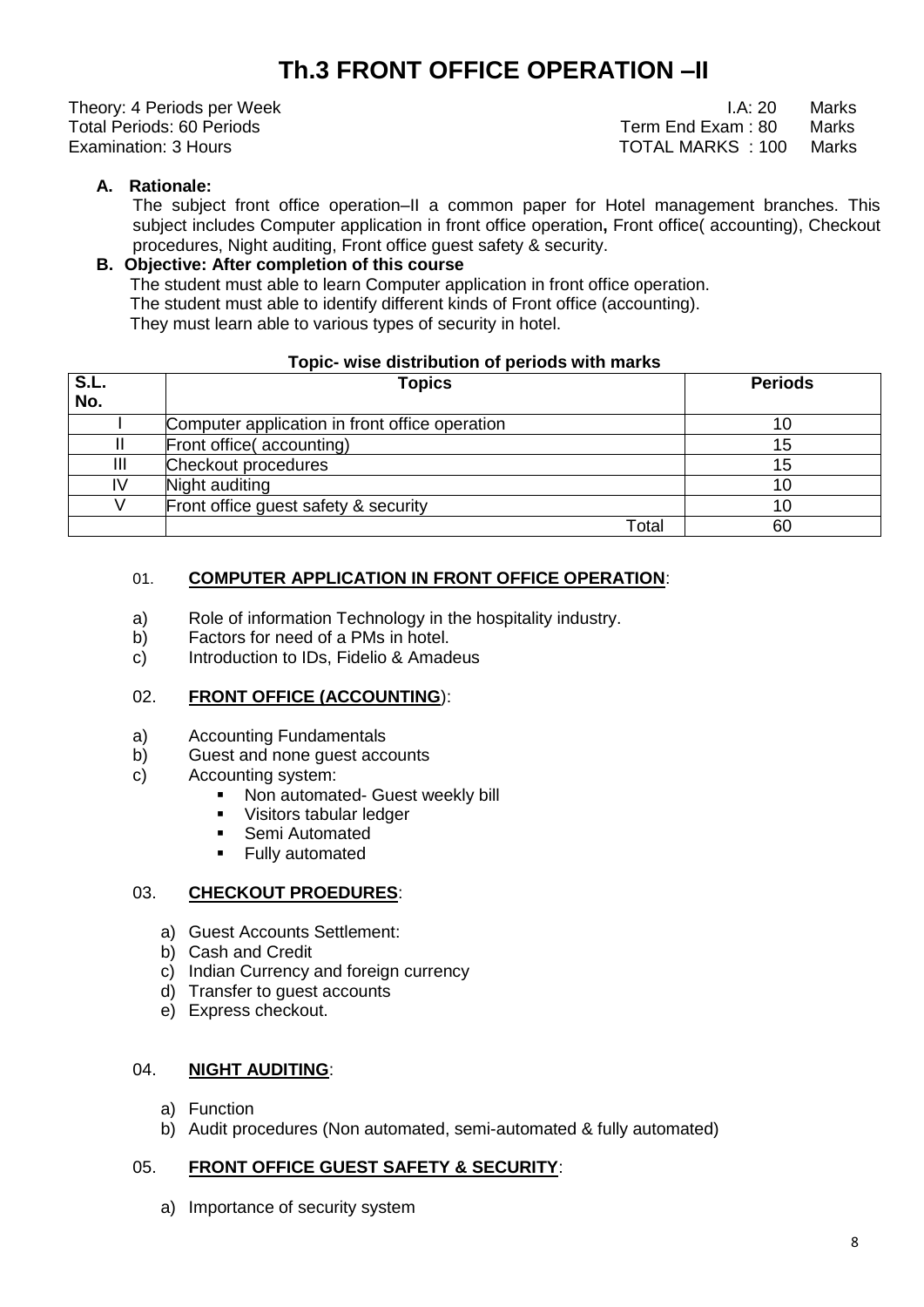# Th.3 FRONT OFFICE OPERATION –II

Theory: 4 Periods per Week — I.A: 20 Marks
Total Periods: 60 Periods — Term End Exam : 80 Marks
Examination: 3 Hours — TOTAL MARKS : 100 Marks

**A. Rationale:**

The subject front office operation–II a common paper for Hotel management branches. This subject includes Computer application in front office operation**,** Front office( accounting), Checkout procedures, Night auditing, Front office guest safety & security.

**B. Objective: After completion of this course**

The student must able to learn Computer application in front office operation.
The student must able to identify different kinds of Front office (accounting).
They must learn able to various types of security in hotel.

**Topic- wise distribution of periods with marks**

| S.L. No. | Topics | Periods |
|---|---|---|
| I | Computer application in front office operation | 10 |
| II | Front office( accounting) | 15 |
| III | Checkout procedures | 15 |
| IV | Night auditing | 10 |
| V | Front office guest safety & security | 10 |
| | Total | 60 |

01. **COMPUTER APPLICATION IN FRONT OFFICE OPERATION**:

a) Role of information Technology in the hospitality industry.
b) Factors for need of a PMs in hotel.
c) Introduction to IDs, Fidelio & Amadeus

02. **FRONT OFFICE (ACCOUNTING**):

a) Accounting Fundamentals
b) Guest and none guest accounts
c) Accounting system:
   - Non automated- Guest weekly bill
   - Visitors tabular ledger
   - Semi Automated
   - Fully automated

03. **CHECKOUT PROEDURES**:

a) Guest Accounts Settlement:
b) Cash and Credit
c) Indian Currency and foreign currency
d) Transfer to guest accounts
e) Express checkout.

04. **NIGHT AUDITING**:

a) Function
b) Audit procedures (Non automated, semi-automated & fully automated)

05. **FRONT OFFICE GUEST SAFETY & SECURITY**:

a) Importance of security system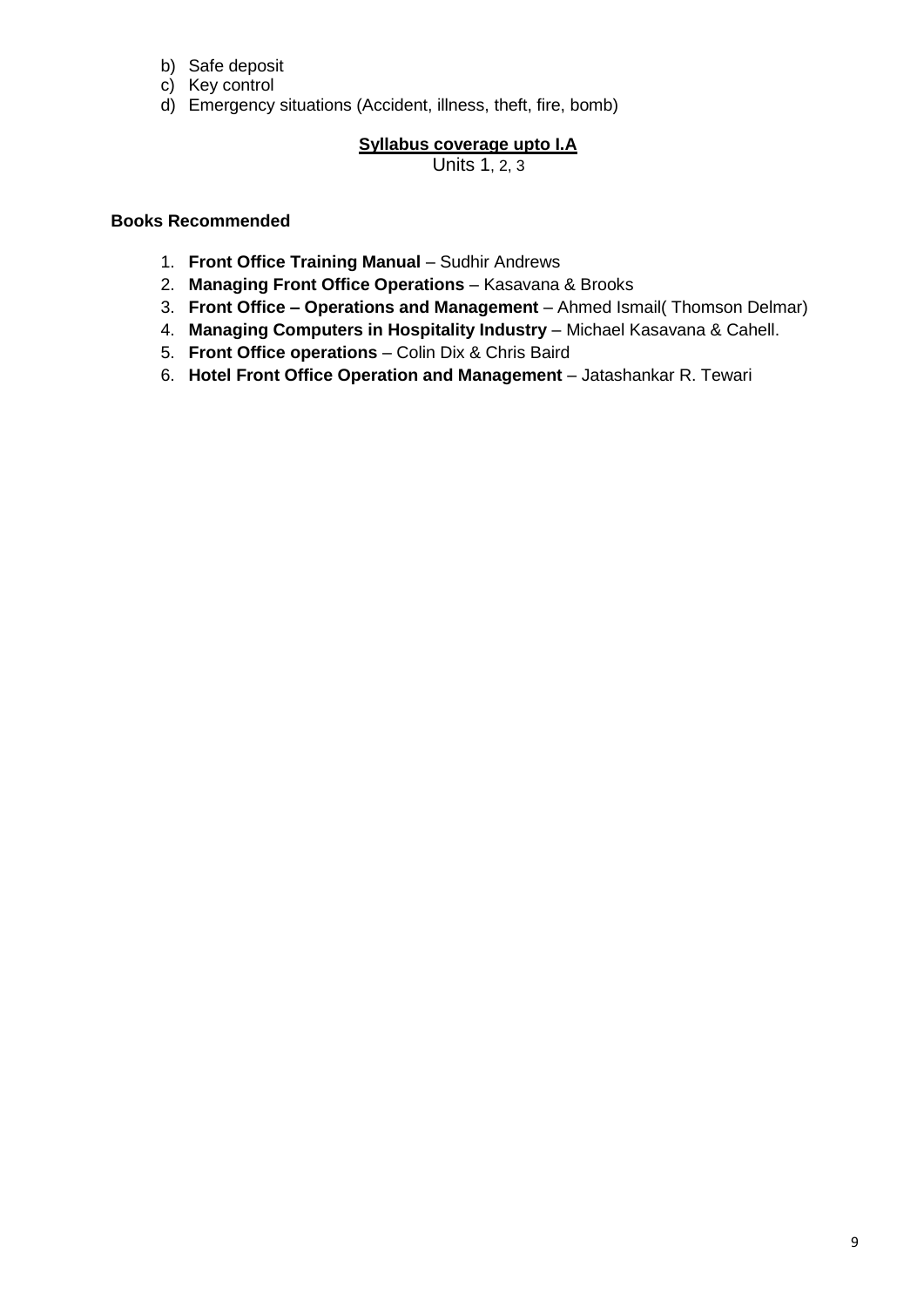b) Safe deposit
c) Key control
d) Emergency situations (Accident, illness, theft, fire, bomb)

**Syllabus coverage upto I.A**

Units 1, 2, 3

**Books Recommended**

1. **Front Office Training Manual** – Sudhir Andrews
2. **Managing Front Office Operations** – Kasavana & Brooks
3. **Front Office – Operations and Management** – Ahmed Ismail( Thomson Delmar)
4. **Managing Computers in Hospitality Industry** – Michael Kasavana & Cahell.
5. **Front Office operations** – Colin Dix & Chris Baird
6. **Hotel Front Office Operation and Management** – Jatashankar R. Tewari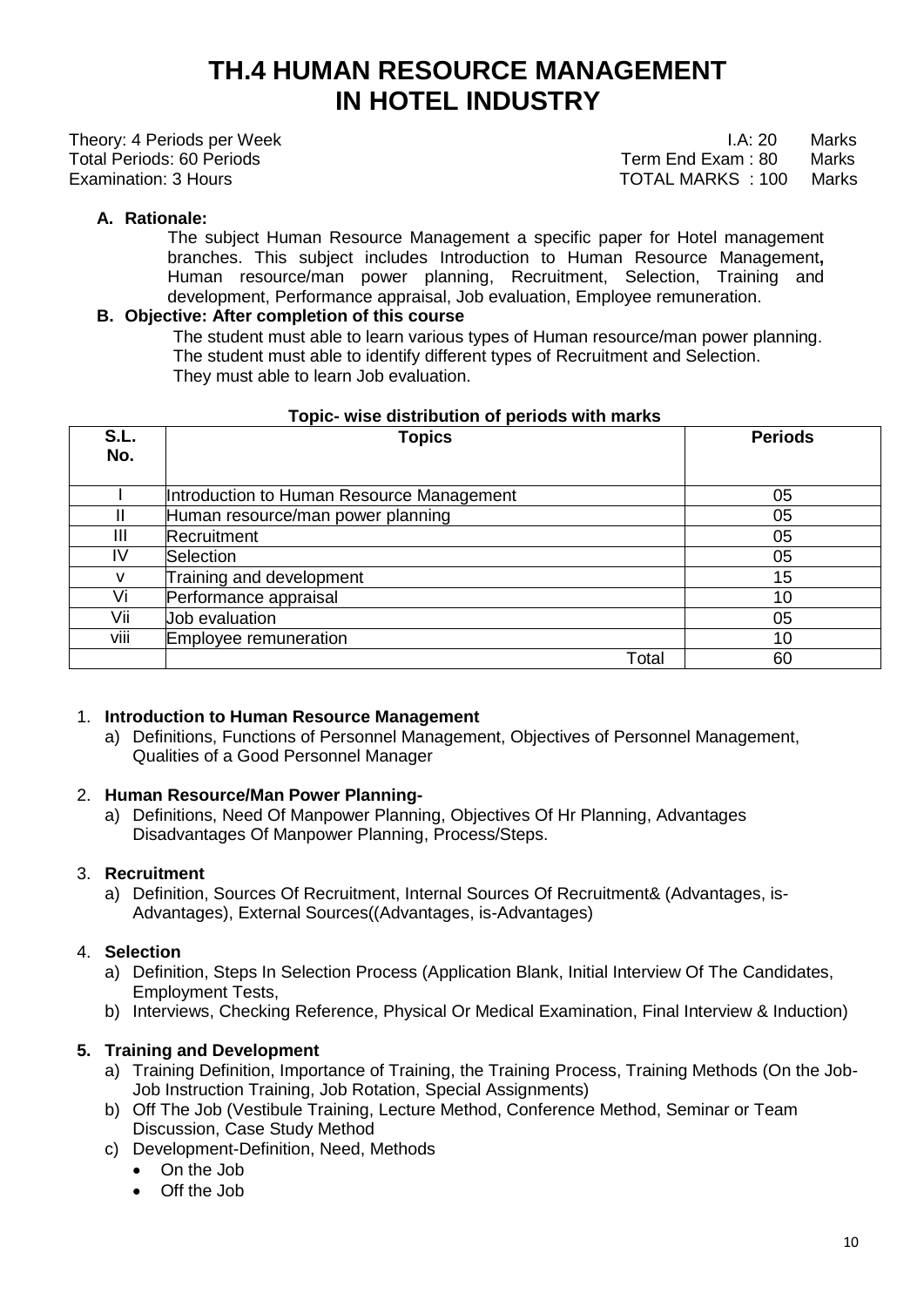# TH.4 HUMAN RESOURCE MANAGEMENT IN HOTEL INDUSTRY

Theory: 4 Periods per Week — I.A: 20 Marks
Total Periods: 60 Periods — Term End Exam : 80 Marks
Examination: 3 Hours — TOTAL MARKS : 100 Marks

**A. Rationale:**

The subject Human Resource Management a specific paper for Hotel management branches. This subject includes Introduction to Human Resource Management**,** Human resource/man power planning, Recruitment, Selection, Training and development, Performance appraisal, Job evaluation, Employee remuneration.

**B. Objective: After completion of this course**

The student must able to learn various types of Human resource/man power planning.
The student must able to identify different types of Recruitment and Selection.
They must able to learn Job evaluation.

**Topic- wise distribution of periods with marks**

| S.L. No. | Topics | Periods |
|---|---|---|
| I | Introduction to Human Resource Management | 05 |
| II | Human resource/man power planning | 05 |
| III | Recruitment | 05 |
| IV | Selection | 05 |
| v | Training and development | 15 |
| Vi | Performance appraisal | 10 |
| Vii | Job evaluation | 05 |
| viii | Employee remuneration | 10 |
| | Total | 60 |

1. **Introduction to Human Resource Management**
   a) Definitions, Functions of Personnel Management, Objectives of Personnel Management, Qualities of a Good Personnel Manager

2. **Human Resource/Man Power Planning-**
   a) Definitions, Need Of Manpower Planning, Objectives Of Hr Planning, Advantages Disadvantages Of Manpower Planning, Process/Steps.

3. **Recruitment**
   a) Definition, Sources Of Recruitment, Internal Sources Of Recruitment& (Advantages, is-Advantages), External Sources((Advantages, is-Advantages)

4. **Selection**
   a) Definition, Steps In Selection Process (Application Blank, Initial Interview Of The Candidates, Employment Tests,
   b) Interviews, Checking Reference, Physical Or Medical Examination, Final Interview & Induction)

5. **Training and Development**
   a) Training Definition, Importance of Training, the Training Process, Training Methods (On the Job- Job Instruction Training, Job Rotation, Special Assignments)
   b) Off The Job (Vestibule Training, Lecture Method, Conference Method, Seminar or Team Discussion, Case Study Method
   c) Development-Definition, Need, Methods
      - On the Job
      - Off the Job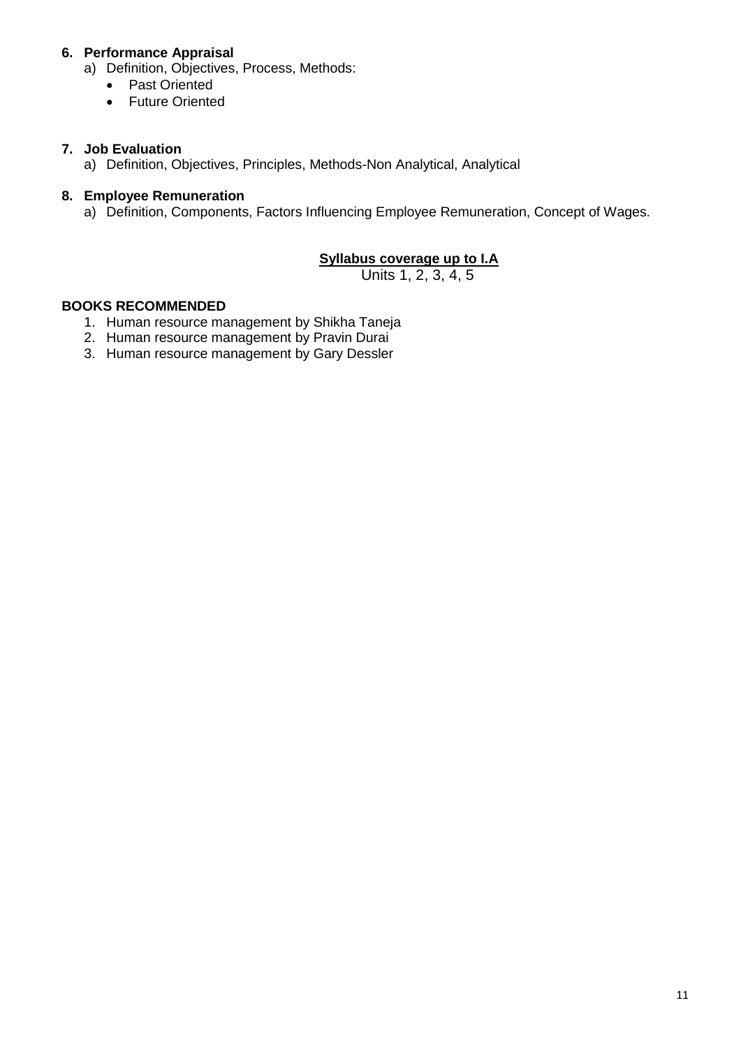**6. Performance Appraisal**

a) Definition, Objectives, Process, Methods:
- Past Oriented
- Future Oriented

**7. Job Evaluation**

a) Definition, Objectives, Principles, Methods-Non Analytical, Analytical

**8. Employee Remuneration**

a) Definition, Components, Factors Influencing Employee Remuneration, Concept of Wages.

**Syllabus coverage up to I.A**

Units 1, 2, 3, 4, 5

**BOOKS RECOMMENDED**

1. Human resource management by Shikha Taneja
2. Human resource management by Pravin Durai
3. Human resource management by Gary Dessler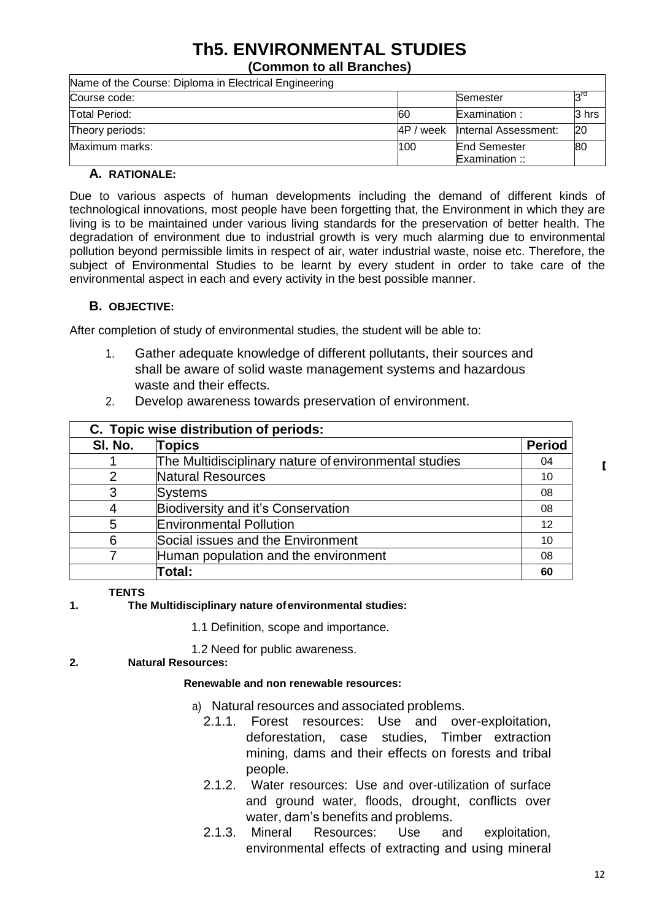# Th5. ENVIRONMENTAL STUDIES

**(Common to all Branches)**

| Name of the Course: Diploma in Electrical Engineering | | | |
|---|---|---|---|
| Course code: | | Semester | 3rd |
| Total Period: | 60 | Examination : | 3 hrs |
| Theory periods: | 4P / week | Internal Assessment: | 20 |
| Maximum marks: | 100 | End Semester Examination :: | 80 |

### A. RATIONALE:

Due to various aspects of human developments including the demand of different kinds of technological innovations, most people have been forgetting that, the Environment in which they are living is to be maintained under various living standards for the preservation of better health. The degradation of environment due to industrial growth is very much alarming due to environmental pollution beyond permissible limits in respect of air, water industrial waste, noise etc. Therefore, the subject of Environmental Studies to be learnt by every student in order to take care of the environmental aspect in each and every activity in the best possible manner.

### B. OBJECTIVE:

After completion of study of environmental studies, the student will be able to:

1. Gather adequate knowledge of different pollutants, their sources and shall be aware of solid waste management systems and hazardous waste and their effects.
2. Develop awareness towards preservation of environment.

| C. Topic wise distribution of periods: | | |
|---|---|---|
| Sl. No. | Topics | Period |
| 1 | The Multidisciplinary nature of environmental studies | 04 |
| 2 | Natural Resources | 10 |
| 3 | Systems | 08 |
| 4 | Biodiversity and it's Conservation | 08 |
| 5 | Environmental Pollution | 12 |
| 6 | Social issues and the Environment | 10 |
| 7 | Human population and the environment | 08 |
| | Total: | 60 |

**TENTS**

**1. The Multidisciplinary nature of environmental studies:**

1.1 Definition, scope and importance.

1.2 Need for public awareness.

**2. Natural Resources:**

**Renewable and non renewable resources:**

a) Natural resources and associated problems.

2.1.1. Forest resources: Use and over-exploitation, deforestation, case studies, Timber extraction mining, dams and their effects on forests and tribal people.

2.1.2. Water resources: Use and over-utilization of surface and ground water, floods, drought, conflicts over water, dam's benefits and problems.

2.1.3. Mineral Resources: Use and exploitation, environmental effects of extracting and using mineral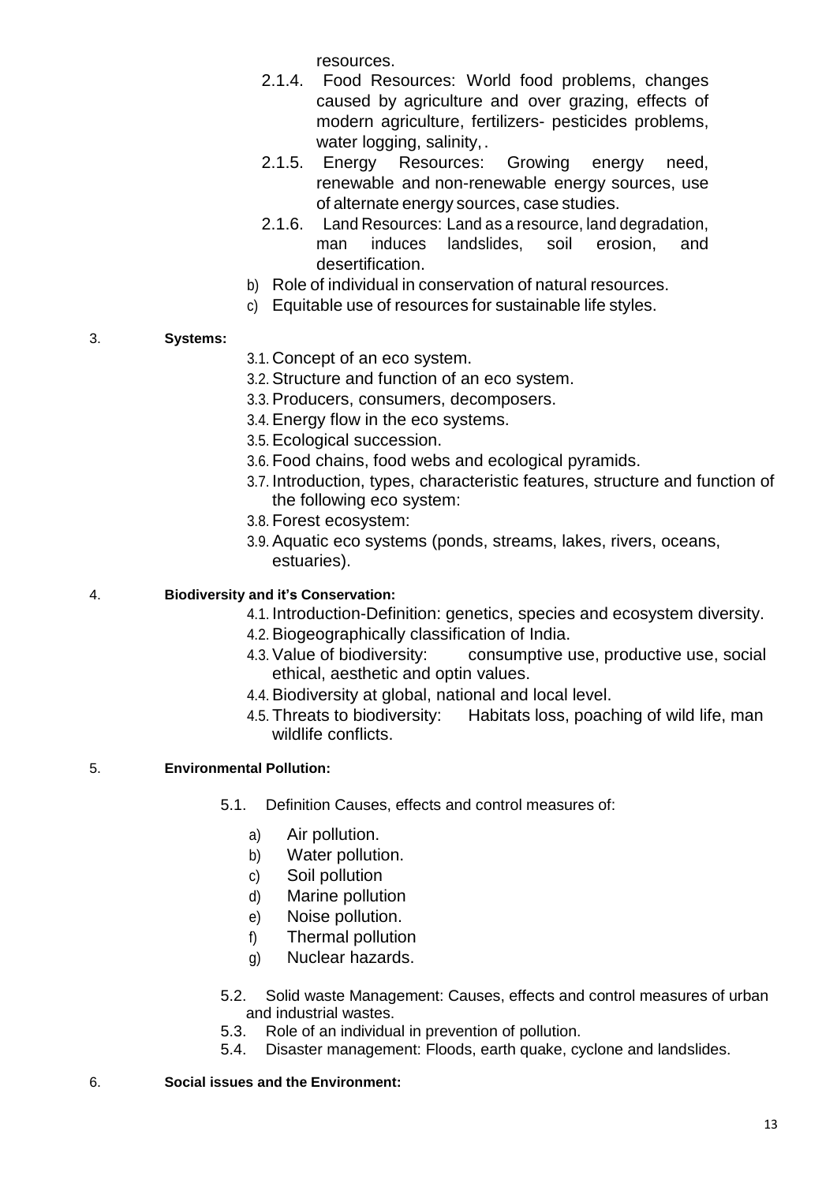resources.

- 2.1.4. Food Resources: World food problems, changes caused by agriculture and over grazing, effects of modern agriculture, fertilizers- pesticides problems, water logging, salinity, .
- 2.1.5. Energy Resources: Growing energy need, renewable and non-renewable energy sources, use of alternate energy sources, case studies.
- 2.1.6. Land Resources: Land as a resource, land degradation, man induces landslides, soil erosion, and desertification.

b) Role of individual in conservation of natural resources.

c) Equitable use of resources for sustainable life styles.

3. **Systems:**

- 3.1. Concept of an eco system.
- 3.2. Structure and function of an eco system.
- 3.3. Producers, consumers, decomposers.
- 3.4. Energy flow in the eco systems.
- 3.5. Ecological succession.
- 3.6. Food chains, food webs and ecological pyramids.
- 3.7. Introduction, types, characteristic features, structure and function of the following eco system:
- 3.8. Forest ecosystem:
- 3.9. Aquatic eco systems (ponds, streams, lakes, rivers, oceans, estuaries).

4. **Biodiversity and it's Conservation:**

- 4.1. Introduction-Definition: genetics, species and ecosystem diversity.
- 4.2. Biogeographically classification of India.
- 4.3. Value of biodiversity: consumptive use, productive use, social ethical, aesthetic and optin values.
- 4.4. Biodiversity at global, national and local level.
- 4.5. Threats to biodiversity: Habitats loss, poaching of wild life, man wildlife conflicts.

5. **Environmental Pollution:**

- 5.1. Definition Causes, effects and control measures of:
  - a) Air pollution.
  - b) Water pollution.
  - c) Soil pollution
  - d) Marine pollution
  - e) Noise pollution.
  - f) Thermal pollution
  - g) Nuclear hazards.
- 5.2. Solid waste Management: Causes, effects and control measures of urban and industrial wastes.
- 5.3. Role of an individual in prevention of pollution.
- 5.4. Disaster management: Floods, earth quake, cyclone and landslides.

6. **Social issues and the Environment:**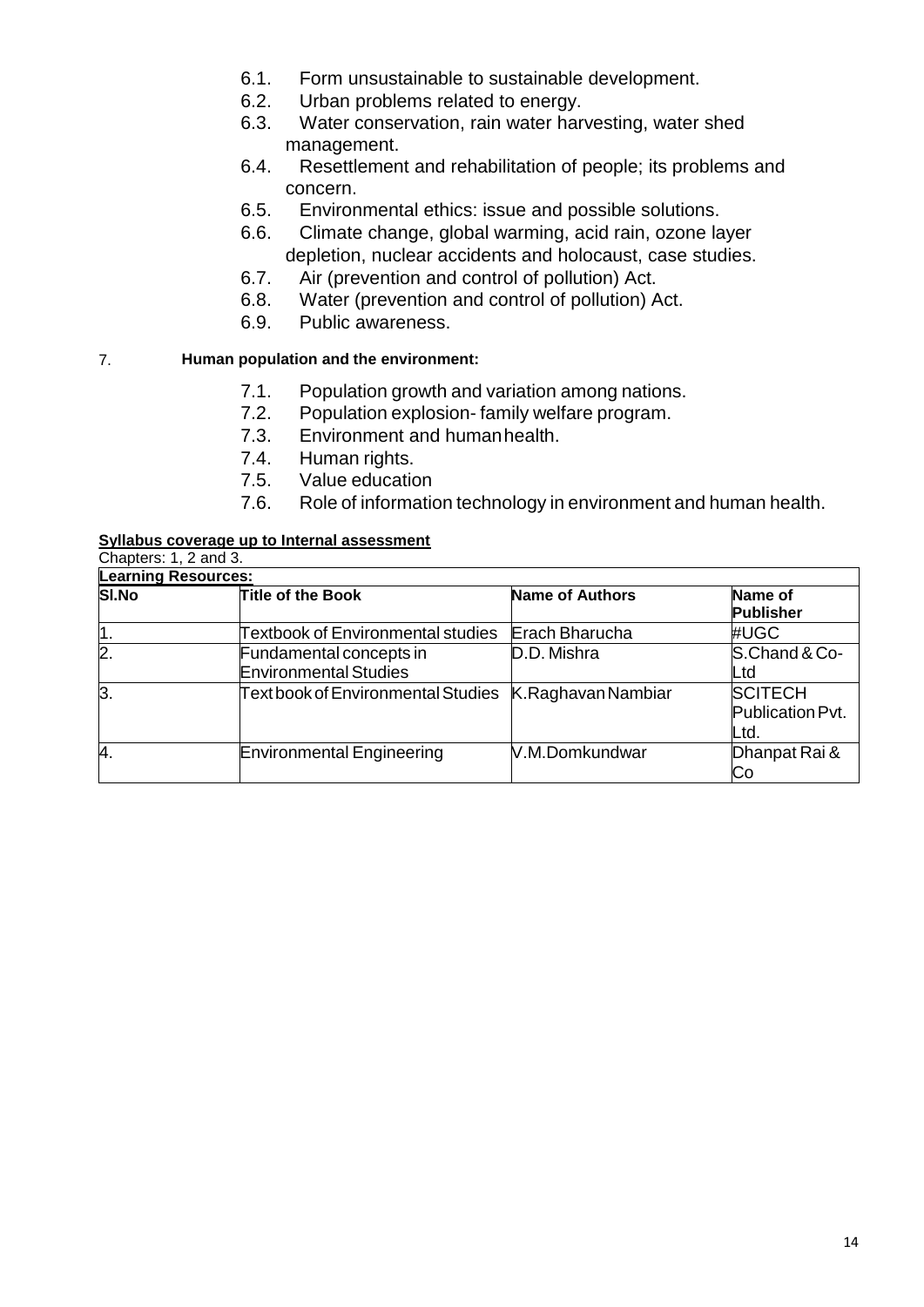6.1. Form unsustainable to sustainable development.
6.2. Urban problems related to energy.
6.3. Water conservation, rain water harvesting, water shed management.
6.4. Resettlement and rehabilitation of people; its problems and concern.
6.5. Environmental ethics: issue and possible solutions.
6.6. Climate change, global warming, acid rain, ozone layer depletion, nuclear accidents and holocaust, case studies.
6.7. Air (prevention and control of pollution) Act.
6.8. Water (prevention and control of pollution) Act.
6.9. Public awareness.

7. **Human population and the environment:**

7.1. Population growth and variation among nations.
7.2. Population explosion- family welfare program.
7.3. Environment and humanhealth.
7.4. Human rights.
7.5. Value education
7.6. Role of information technology in environment and human health.

**Syllabus coverage up to Internal assessment**

Chapters: 1, 2 and 3.

**Learning Resources:**

| Sl.No | Title of the Book | Name of Authors | Name of Publisher |
|---|---|---|---|
| 1. | Textbook of Environmental studies | Erach Bharucha | #UGC |
| 2. | Fundamental concepts in Environmental Studies | D.D. Mishra | S.Chand & Co-Ltd |
| 3. | Text book of Environmental Studies | K.Raghavan Nambiar | SCITECH Publication Pvt. Ltd. |
| 4. | Environmental Engineering | V.M.Domkundwar | Dhanpat Rai & Co |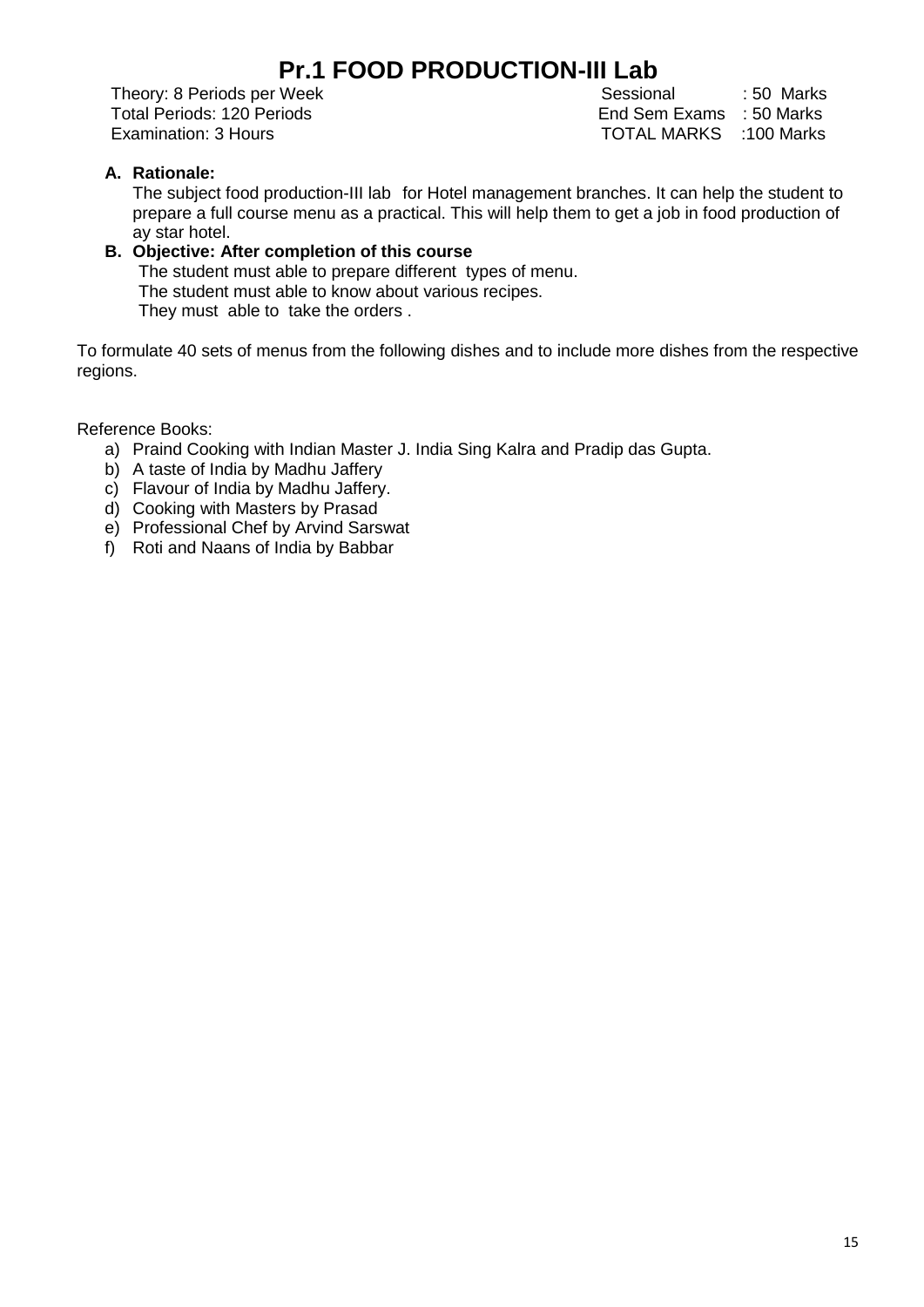# Pr.1 FOOD PRODUCTION-III Lab

| | | |
|---|---|---|
| Theory: 8 Periods per Week | Sessional | : 50 Marks |
| Total Periods: 120 Periods | End Sem Exams | : 50 Marks |
| Examination: 3 Hours | TOTAL MARKS | :100 Marks |

**A. Rationale:**

The subject food production-III lab for Hotel management branches. It can help the student to prepare a full course menu as a practical. This will help them to get a job in food production of ay star hotel.

**B. Objective: After completion of this course**

The student must able to prepare different types of menu.
The student must able to know about various recipes.
They must able to take the orders .

To formulate 40 sets of menus from the following dishes and to include more dishes from the respective regions.

Reference Books:

a) Praind Cooking with Indian Master J. India Sing Kalra and Pradip das Gupta.
b) A taste of India by Madhu Jaffery
c) Flavour of India by Madhu Jaffery.
d) Cooking with Masters by Prasad
e) Professional Chef by Arvind Sarswat
f) Roti and Naans of India by Babbar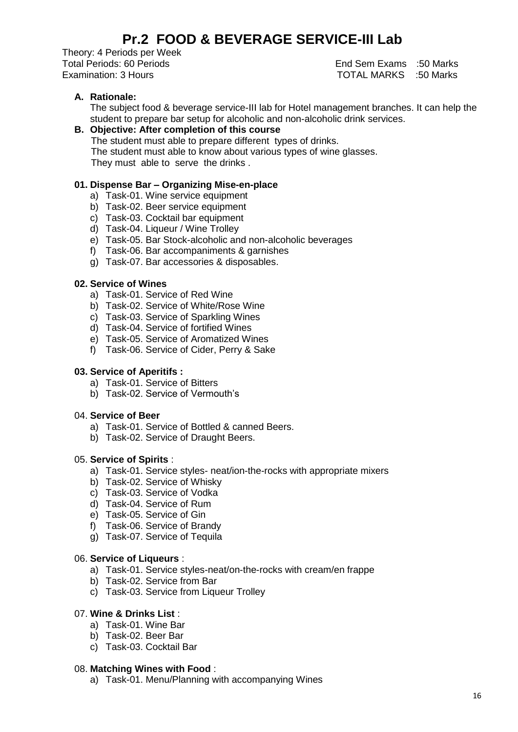# Pr.2 FOOD & BEVERAGE SERVICE-III Lab

Theory: 4 Periods per Week
Total Periods: 60 Periods　　　　　　　　　　　　　　　　End Sem Exams :50 Marks
Examination: 3 Hours　　　　　　　　　　　　　　　　　　TOTAL MARKS :50 Marks

**A. Rationale:**

The subject food & beverage service-III lab for Hotel management branches. It can help the student to prepare bar setup for alcoholic and non-alcoholic drink services.

**B. Objective: After completion of this course**

The student must able to prepare different types of drinks.
The student must able to know about various types of wine glasses.
They must able to serve the drinks .

**01. Dispense Bar – Organizing Mise-en-place**

a) Task-01. Wine service equipment
b) Task-02. Beer service equipment
c) Task-03. Cocktail bar equipment
d) Task-04. Liqueur / Wine Trolley
e) Task-05. Bar Stock-alcoholic and non-alcoholic beverages
f) Task-06. Bar accompaniments & garnishes
g) Task-07. Bar accessories & disposables.

**02. Service of Wines**

a) Task-01. Service of Red Wine
b) Task-02. Service of White/Rose Wine
c) Task-03. Service of Sparkling Wines
d) Task-04. Service of fortified Wines
e) Task-05. Service of Aromatized Wines
f) Task-06. Service of Cider, Perry & Sake

**03. Service of Aperitifs :**

a) Task-01. Service of Bitters
b) Task-02. Service of Vermouth's

04. **Service of Beer**

a) Task-01. Service of Bottled & canned Beers.
b) Task-02. Service of Draught Beers.

05. **Service of Spirits** :

a) Task-01. Service styles- neat/ion-the-rocks with appropriate mixers
b) Task-02. Service of Whisky
c) Task-03. Service of Vodka
d) Task-04. Service of Rum
e) Task-05. Service of Gin
f) Task-06. Service of Brandy
g) Task-07. Service of Tequila

06. **Service of Liqueurs** :

a) Task-01. Service styles-neat/on-the-rocks with cream/en frappe
b) Task-02. Service from Bar
c) Task-03. Service from Liqueur Trolley

07. **Wine & Drinks List** :

a) Task-01. Wine Bar
b) Task-02. Beer Bar
c) Task-03. Cocktail Bar

08. **Matching Wines with Food** :

a) Task-01. Menu/Planning with accompanying Wines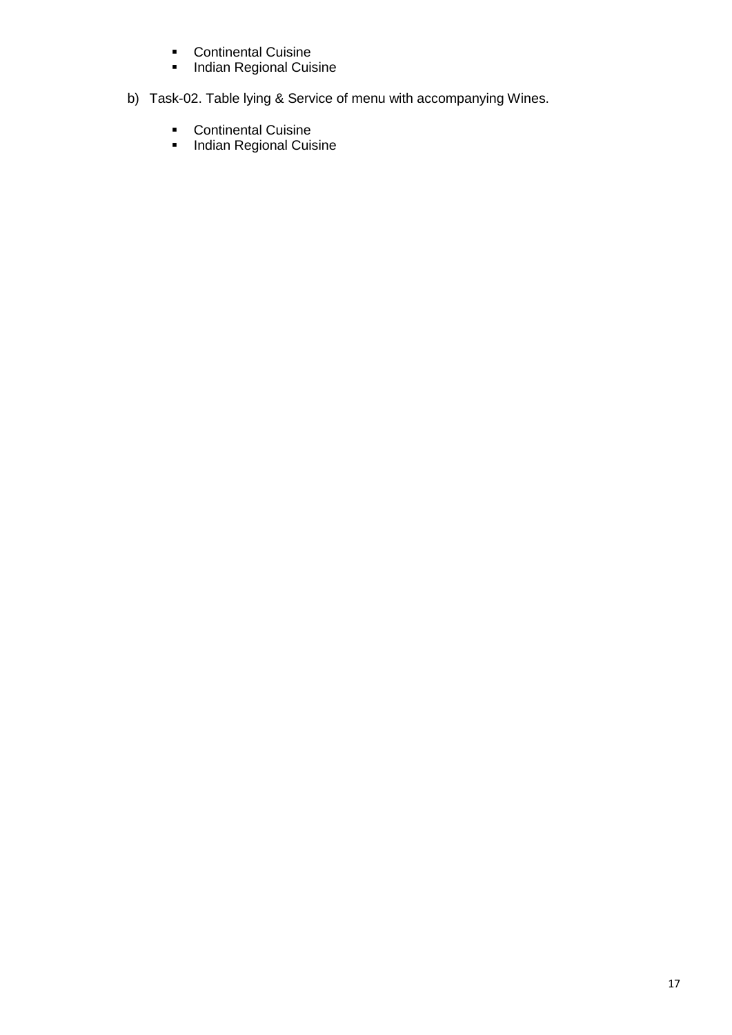- Continental Cuisine
- Indian Regional Cuisine

b) Task-02. Table lying & Service of menu with accompanying Wines.

- Continental Cuisine
- Indian Regional Cuisine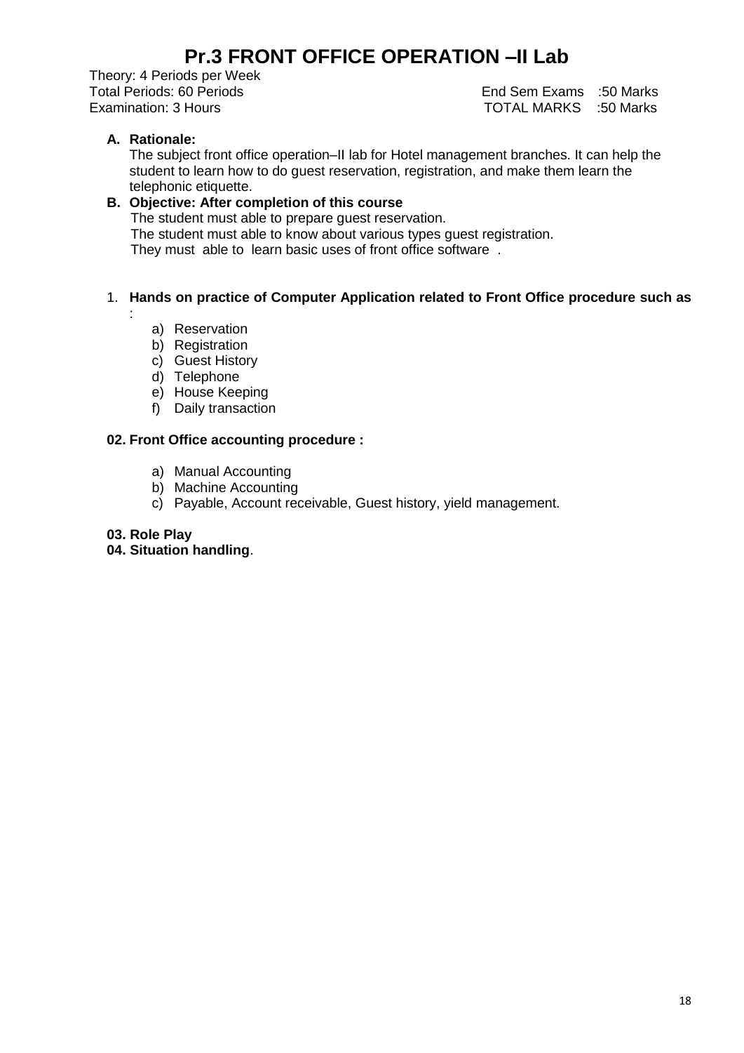# Pr.3 FRONT OFFICE OPERATION –II Lab

Theory: 4 Periods per Week
Total Periods: 60 Periods
Examination: 3 Hours

End Sem Exams :50 Marks
TOTAL MARKS :50 Marks

**A. Rationale:**

The subject front office operation–II lab for Hotel management branches. It can help the student to learn how to do guest reservation, registration, and make them learn the telephonic etiquette.

**B. Objective: After completion of this course**

The student must able to prepare guest reservation.
The student must able to know about various types guest registration.
They must able to learn basic uses of front office software .

1. **Hands on practice of Computer Application related to Front Office procedure such as** :
   - a) Reservation
   - b) Registration
   - c) Guest History
   - d) Telephone
   - e) House Keeping
   - f) Daily transaction

**02. Front Office accounting procedure :**

- a) Manual Accounting
- b) Machine Accounting
- c) Payable, Account receivable, Guest history, yield management.

**03. Role Play**

**04. Situation handling**.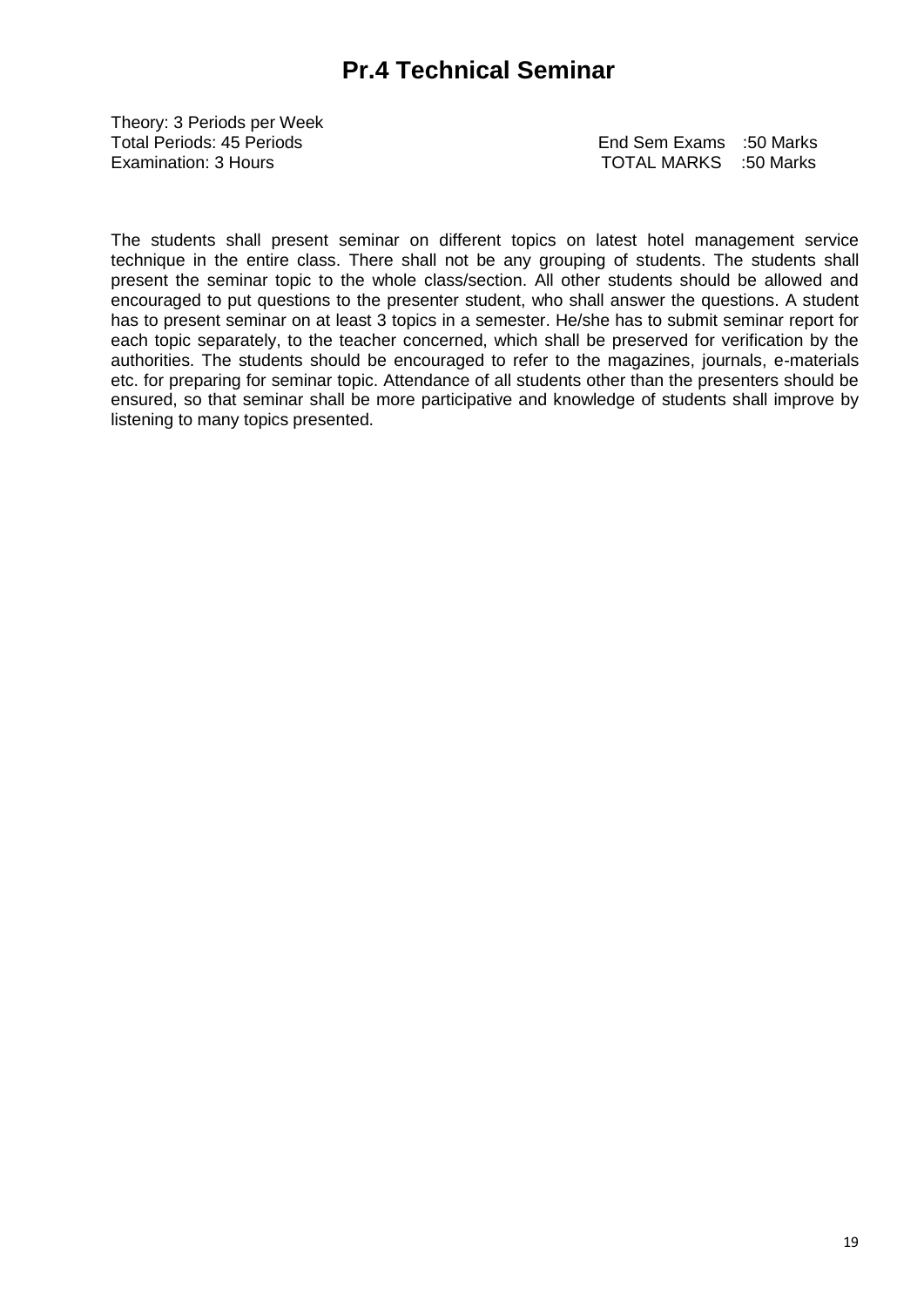# Pr.4 Technical Seminar

Theory: 3 Periods per Week
Total Periods: 45 Periods
Examination: 3 Hours

End Sem Exams :50 Marks
TOTAL MARKS :50 Marks

The students shall present seminar on different topics on latest hotel management service technique in the entire class. There shall not be any grouping of students. The students shall present the seminar topic to the whole class/section. All other students should be allowed and encouraged to put questions to the presenter student, who shall answer the questions. A student has to present seminar on at least 3 topics in a semester. He/she has to submit seminar report for each topic separately, to the teacher concerned, which shall be preserved for verification by the authorities. The students should be encouraged to refer to the magazines, journals, e-materials etc. for preparing for seminar topic. Attendance of all students other than the presenters should be ensured, so that seminar shall be more participative and knowledge of students shall improve by listening to many topics presented.